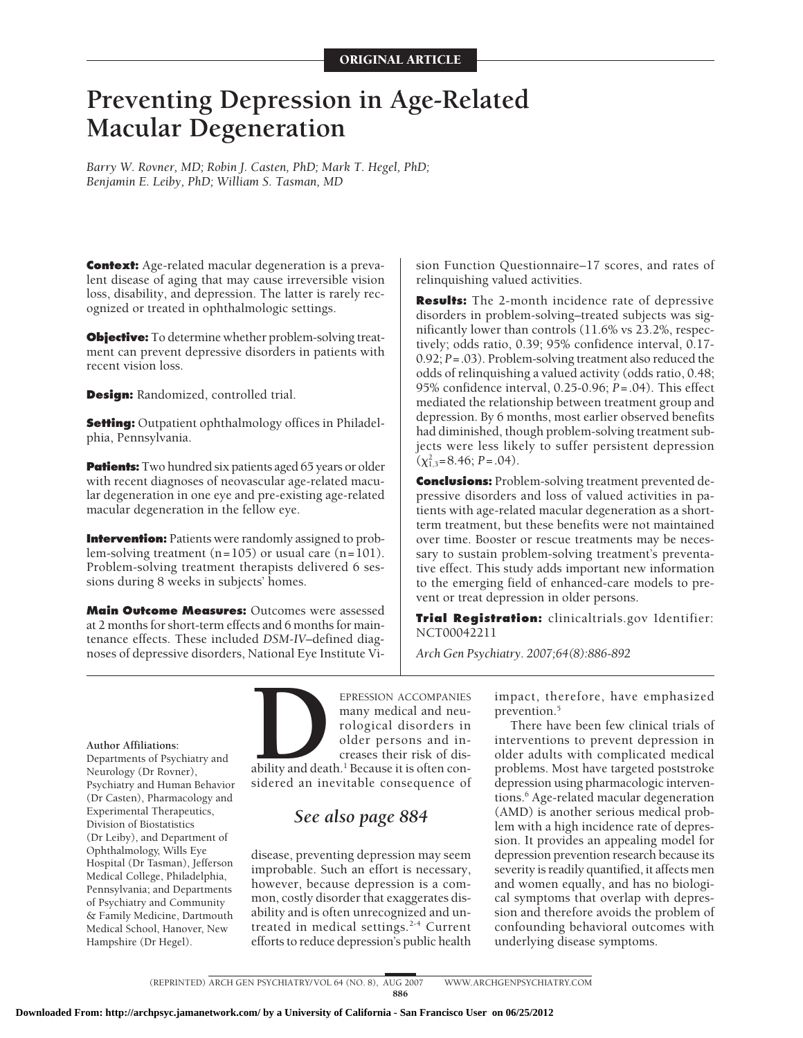ORIGINAL ARTICLE

# Preventing Depression in Age-Related Macular Degeneration

*Barry W. Rovner, MD; Robin J. Casten, PhD; Mark T. Hegel, PhD; Benjamin E. Leiby, PhD; William S. Tasman, MD*

**Context:** Age-related macular degeneration is a prevalent disease of aging that may cause irreversible vision loss, disability, and depression. The latter is rarely recognized or treated in ophthalmologic settings.

**Objective:** To determine whether problem-solving treatment can prevent depressive disorders in patients with recent vision loss.

**Design:** Randomized, controlled trial.

**Setting:** Outpatient ophthalmology offices in Philadelphia, Pennsylvania.

**Patients:** Two hundred six patients aged 65 years or older with recent diagnoses of neovascular age-related macular degeneration in one eye and pre-existing age-related macular degeneration in the fellow eye.

**Intervention:** Patients were randomly assigned to problem-solving treatment (n = 105) or usual care (n = 101). Problem-solving treatment therapists delivered 6 sessions during 8 weeks in subjects' homes.

**Main Outcome Measures:** Outcomes were assessed at 2 months for short-term effects and 6 months for maintenance effects. These included *DSM-IV*–defined diagnoses of depressive disorders, National Eye Institute Vision Function Questionnaire–17 scores, and rates of relinquishing valued activities.

**Results:** The 2-month incidence rate of depressive disorders in problem-solving–treated subjects was significantly lower than controls (11.6% vs 23.2%, respectively; odds ratio, 0.39; 95% confidence interval, 0.17-0.92; *P* = .03). Problem-solving treatment also reduced the odds of relinquishing a valued activity (odds ratio, 0.48; 95% confidence interval, 0.25-0.96; *P* = .04). This effect mediated the relationship between treatment group and depression. By 6 months, most earlier observed benefits had diminished, though problem-solving treatment subjects were less likely to suffer persistent depression ($\chi^2_{1,3}$ = 8.46; *P* = .04).

**Conclusions:** Problem-solving treatment prevented depressive disorders and loss of valued activities in patients with age-related macular degeneration as a short-term treatment, but these benefits were not maintained over time. Booster or rescue treatments may be necessary to sustain problem-solving treatment's preventative effect. This study adds important new information to the emerging field of enhanced-care models to prevent or treat depression in older persons.

**Trial Registration:** clinicaltrials.gov Identifier: NCT00042211

*Arch Gen Psychiatry. 2007;64(8):886-892*

**Author Affiliations:** Departments of Psychiatry and Neurology (Dr Rovner), Psychiatry and Human Behavior (Dr Casten), Pharmacology and Experimental Therapeutics, Division of Biostatistics (Dr Leiby), and Department of Ophthalmology, Wills Eye Hospital (Dr Tasman), Jefferson Medical College, Philadelphia, Pennsylvania; and Departments of Psychiatry and Community & Family Medicine, Dartmouth Medical School, Hanover, New Hampshire (Dr Hegel).

DEPRESSION ACCOMPANIES many medical and neurological disorders in older persons and increases their risk of disability and death.[1] Because it is often considered an inevitable consequence of disease, preventing depression may seem improbable. Such an effort is necessary, however, because depression is a common, costly disorder that exaggerates disability and is often unrecognized and untreated in medical settings.[2-4] Current efforts to reduce depression's public health impact, therefore, have emphasized prevention.[5]

*See also page 884*

There have been few clinical trials of interventions to prevent depression in older adults with complicated medical problems. Most have targeted poststroke depression using pharmacologic interventions.[6] Age-related macular degeneration (AMD) is another serious medical problem with a high incidence rate of depression. It provides an appealing model for depression prevention research because its severity is readily quantified, it affects men and women equally, and has no biological symptoms that overlap with depression and therefore avoids the problem of confounding behavioral outcomes with underlying disease symptoms.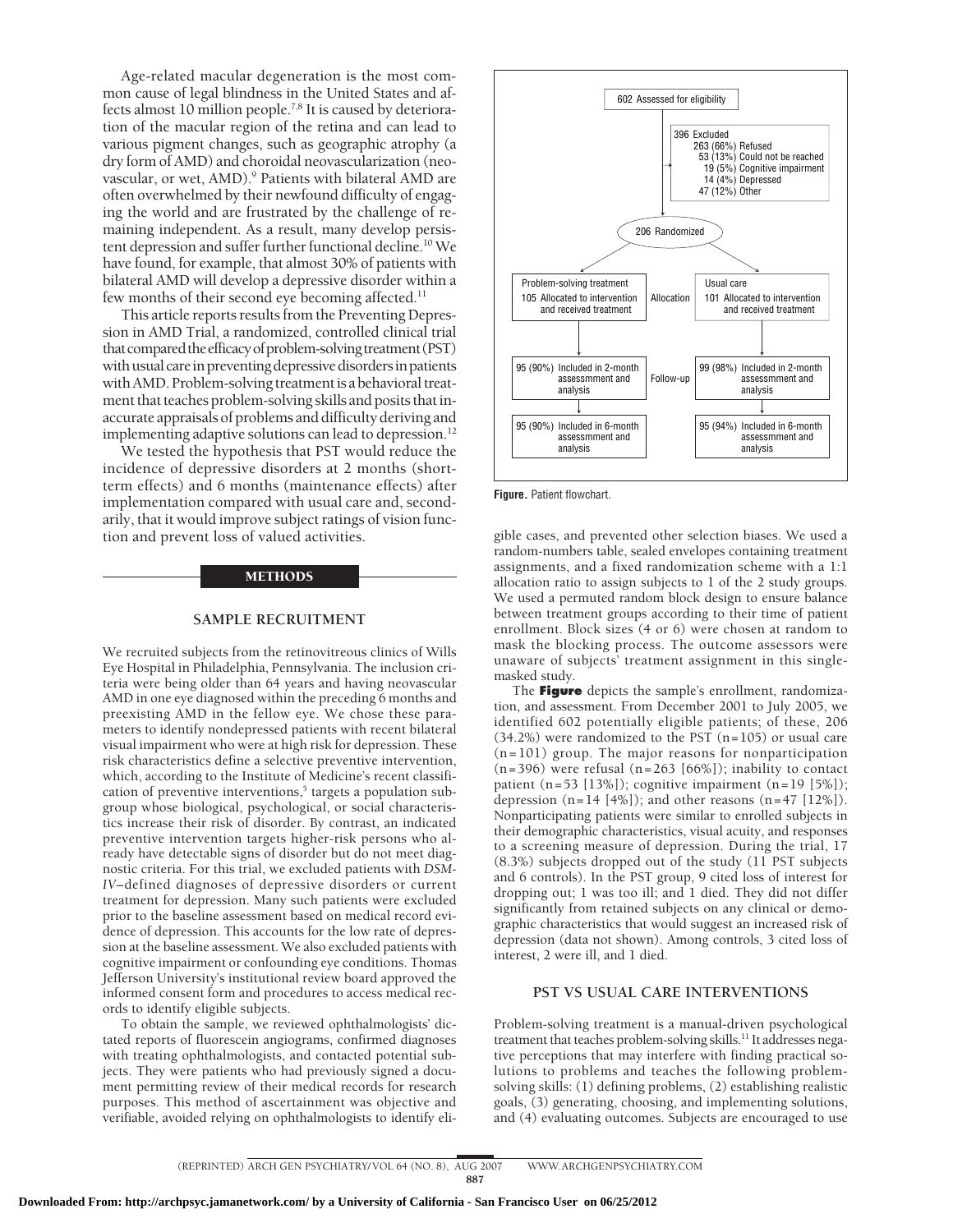Age-related macular degeneration is the most common cause of legal blindness in the United States and affects almost 10 million people.[7,8] It is caused by deterioration of the macular region of the retina and can lead to various pigment changes, such as geographic atrophy (a dry form of AMD) and choroidal neovascularization (neovascular, or wet, AMD).[9] Patients with bilateral AMD are often overwhelmed by their newfound difficulty of engaging the world and are frustrated by the challenge of remaining independent. As a result, many develop persistent depression and suffer further functional decline.[10] We have found, for example, that almost 30% of patients with bilateral AMD will develop a depressive disorder within a few months of their second eye becoming affected.[11]

This article reports results from the Preventing Depression in AMD Trial, a randomized, controlled clinical trial that compared the efficacy of problem-solving treatment (PST) with usual care in preventing depressive disorders in patients with AMD. Problem-solving treatment is a behavioral treatment that teaches problem-solving skills and posits that inaccurate appraisals of problems and difficulty deriving and implementing adaptive solutions can lead to depression.[12]

We tested the hypothesis that PST would reduce the incidence of depressive disorders at 2 months (short-term effects) and 6 months (maintenance effects) after implementation compared with usual care and, secondarily, that it would improve subject ratings of vision function and prevent loss of valued activities.

## METHODS

### SAMPLE RECRUITMENT

We recruited subjects from the retinovitreous clinics of Wills Eye Hospital in Philadelphia, Pennsylvania. The inclusion criteria were being older than 64 years and having neovascular AMD in one eye diagnosed within the preceding 6 months and preexisting AMD in the fellow eye. We chose these parameters to identify nondepressed patients with recent bilateral visual impairment who were at high risk for depression. These risk characteristics define a selective preventive intervention, which, according to the Institute of Medicine's recent classification of preventive interventions,[5] targets a population subgroup whose biological, psychological, or social characteristics increase their risk of disorder. By contrast, an indicated preventive intervention targets higher-risk persons who already have detectable signs of disorder but do not meet diagnostic criteria. For this trial, we excluded patients with *DSM-IV*–defined diagnoses of depressive disorders or current treatment for depression. Many such patients were excluded prior to the baseline assessment based on medical record evidence of depression. This accounts for the low rate of depression at the baseline assessment. We also excluded patients with cognitive impairment or confounding eye conditions. Thomas Jefferson University's institutional review board approved the informed consent form and procedures to access medical records to identify eligible subjects.

To obtain the sample, we reviewed ophthalmologists' dictated reports of fluorescein angiograms, confirmed diagnoses with treating ophthalmologists, and contacted potential subjects. They were patients who had previously signed a document permitting review of their medical records for research purposes. This method of ascertainment was objective and verifiable, avoided relying on ophthalmologists to identify eligible cases, and prevented other selection biases. We used a random-numbers table, sealed envelopes containing treatment assignments, and a fixed randomization scheme with a 1:1 allocation ratio to assign subjects to 1 of the 2 study groups. We used a permuted random block design to ensure balance between treatment groups according to their time of patient enrollment. Block sizes (4 or 6) were chosen at random to mask the blocking process. The outcome assessors were unaware of subjects' treatment assignment in this single-masked study.

602 Assessed for eligibility

396 Excluded
- 263 (66%) Refused
- 53 (13%) Could not be reached
- 19 (5%) Cognitive impairment
- 14 (4%) Depressed
- 47 (12%) Other

206 Randomized

Allocation:
- Problem-solving treatment: 105 Allocated to intervention and received treatment
- Usual care: 101 Allocated to intervention and received treatment

Follow-up:
- Problem-solving treatment: 95 (90%) Included in 2-month assessmment and analysis; 95 (90%) Included in 6-month assessmment and analysis
- Usual care: 99 (98%) Included in 2-month assessmment and analysis; 95 (94%) Included in 6-month assessmment and analysis

**Figure.** Patient flowchart.

The **Figure** depicts the sample's enrollment, randomization, and assessment. From December 2001 to July 2005, we identified 602 potentially eligible patients; of these, 206 (34.2%) were randomized to the PST (n=105) or usual care (n=101) group. The major reasons for nonparticipation (n=396) were refusal (n=263 [66%]); inability to contact patient (n=53 [13%]); cognitive impairment (n=19 [5%]); depression (n=14 [4%]); and other reasons (n=47 [12%]). Nonparticipating patients were similar to enrolled subjects in their demographic characteristics, visual acuity, and responses to a screening measure of depression. During the trial, 17 (8.3%) subjects dropped out of the study (11 PST subjects and 6 controls). In the PST group, 9 cited loss of interest for dropping out; 1 was too ill; and 1 died. They did not differ significantly from retained subjects on any clinical or demographic characteristics that would suggest an increased risk of depression (data not shown). Among controls, 3 cited loss of interest, 2 were ill, and 1 died.

### PST VS USUAL CARE INTERVENTIONS

Problem-solving treatment is a manual-driven psychological treatment that teaches problem-solving skills.[11] It addresses negative perceptions that may interfere with finding practical solutions to problems and teaches the following problem-solving skills: (1) defining problems, (2) establishing realistic goals, (3) generating, choosing, and implementing solutions, and (4) evaluating outcomes. Subjects are encouraged to use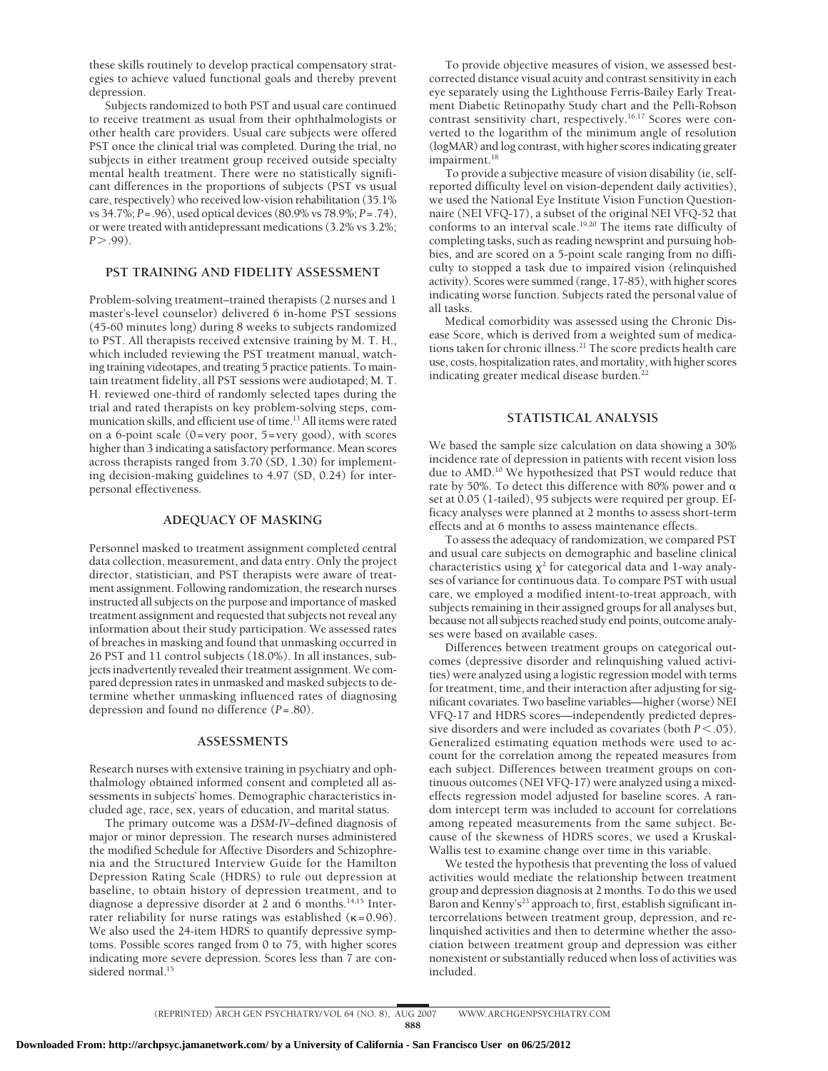these skills routinely to develop practical compensatory strategies to achieve valued functional goals and thereby prevent depression.

Subjects randomized to both PST and usual care continued to receive treatment as usual from their ophthalmologists or other health care providers. Usual care subjects were offered PST once the clinical trial was completed. During the trial, no subjects in either treatment group received outside specialty mental health treatment. There were no statistically significant differences in the proportions of subjects (PST vs usual care, respectively) who received low-vision rehabilitation (35.1% vs 34.7%; $P = .96$), used optical devices (80.9% vs 78.9%; $P = .74$), or were treated with antidepressant medications (3.2% vs 3.2%; $P > .99$).

## PST TRAINING AND FIDELITY ASSESSMENT

Problem-solving treatment–trained therapists (2 nurses and 1 master's-level counselor) delivered 6 in-home PST sessions (45-60 minutes long) during 8 weeks to subjects randomized to PST. All therapists received extensive training by M. T. H., which included reviewing the PST treatment manual, watching training videotapes, and treating 5 practice patients. To maintain treatment fidelity, all PST sessions were audiotaped; M. T. H. reviewed one-third of randomly selected tapes during the trial and rated therapists on key problem-solving steps, communication skills, and efficient use of time.[13] All items were rated on a 6-point scale (0 = very poor, 5 = very good), with scores higher than 3 indicating a satisfactory performance. Mean scores across therapists ranged from 3.70 (SD, 1.30) for implementing decision-making guidelines to 4.97 (SD, 0.24) for interpersonal effectiveness.

## ADEQUACY OF MASKING

Personnel masked to treatment assignment completed central data collection, measurement, and data entry. Only the project director, statistician, and PST therapists were aware of treatment assignment. Following randomization, the research nurses instructed all subjects on the purpose and importance of masked treatment assignment and requested that subjects not reveal any information about their study participation. We assessed rates of breaches in masking and found that unmasking occurred in 26 PST and 11 control subjects (18.0%). In all instances, subjects inadvertently revealed their treatment assignment. We compared depression rates in unmasked and masked subjects to determine whether unmasking influenced rates of diagnosing depression and found no difference ($P = .80$).

## ASSESSMENTS

Research nurses with extensive training in psychiatry and ophthalmology obtained informed consent and completed all assessments in subjects' homes. Demographic characteristics included age, race, sex, years of education, and marital status.

The primary outcome was a *DSM-IV*–defined diagnosis of major or minor depression. The research nurses administered the modified Schedule for Affective Disorders and Schizophrenia and the Structured Interview Guide for the Hamilton Depression Rating Scale (HDRS) to rule out depression at baseline, to obtain history of depression treatment, and to diagnose a depressive disorder at 2 and 6 months.[14,15] Interrater reliability for nurse ratings was established ($\kappa = 0.96$). We also used the 24-item HDRS to quantify depressive symptoms. Possible scores ranged from 0 to 75, with higher scores indicating more severe depression. Scores less than 7 are considered normal.[15]

To provide objective measures of vision, we assessed best-corrected distance visual acuity and contrast sensitivity in each eye separately using the Lighthouse Ferris-Bailey Early Treatment Diabetic Retinopathy Study chart and the Pelli-Robson contrast sensitivity chart, respectively.[16,17] Scores were converted to the logarithm of the minimum angle of resolution (logMAR) and log contrast, with higher scores indicating greater impairment.[18]

To provide a subjective measure of vision disability (ie, self-reported difficulty level on vision-dependent daily activities), we used the National Eye Institute Vision Function Questionnaire (NEI VFQ-17), a subset of the original NEI VFQ-52 that conforms to an interval scale.[19,20] The items rate difficulty of completing tasks, such as reading newsprint and pursuing hobbies, and are scored on a 5-point scale ranging from no difficulty to stopped a task due to impaired vision (relinquished activity). Scores were summed (range, 17-85), with higher scores indicating worse function. Subjects rated the personal value of all tasks.

Medical comorbidity was assessed using the Chronic Disease Score, which is derived from a weighted sum of medications taken for chronic illness.[21] The score predicts health care use, costs, hospitalization rates, and mortality, with higher scores indicating greater medical disease burden.[22]

## STATISTICAL ANALYSIS

We based the sample size calculation on data showing a 30% incidence rate of depression in patients with recent vision loss due to AMD.[10] We hypothesized that PST would reduce that rate by 50%. To detect this difference with 80% power and $\alpha$ set at 0.05 (1-tailed), 95 subjects were required per group. Efficacy analyses were planned at 2 months to assess short-term effects and at 6 months to assess maintenance effects.

To assess the adequacy of randomization, we compared PST and usual care subjects on demographic and baseline clinical characteristics using $\chi^2$ for categorical data and 1-way analyses of variance for continuous data. To compare PST with usual care, we employed a modified intent-to-treat approach, with subjects remaining in their assigned groups for all analyses but, because not all subjects reached study end points, outcome analyses were based on available cases.

Differences between treatment groups on categorical outcomes (depressive disorder and relinquishing valued activities) were analyzed using a logistic regression model with terms for treatment, time, and their interaction after adjusting for significant covariates. Two baseline variables—higher (worse) NEI VFQ-17 and HDRS scores—independently predicted depressive disorders and were included as covariates (both $P < .05$). Generalized estimating equation methods were used to account for the correlation among the repeated measures from each subject. Differences between treatment groups on continuous outcomes (NEI VFQ-17) were analyzed using a mixed-effects regression model adjusted for baseline scores. A random intercept term was included to account for correlations among repeated measurements from the same subject. Because of the skewness of HDRS scores, we used a Kruskal-Wallis test to examine change over time in this variable.

We tested the hypothesis that preventing the loss of valued activities would mediate the relationship between treatment group and depression diagnosis at 2 months. To do this we used Baron and Kenny's[23] approach to, first, establish significant intercorrelations between treatment group, depression, and relinquished activities and then to determine whether the association between treatment group and depression was either nonexistent or substantially reduced when loss of activities was included.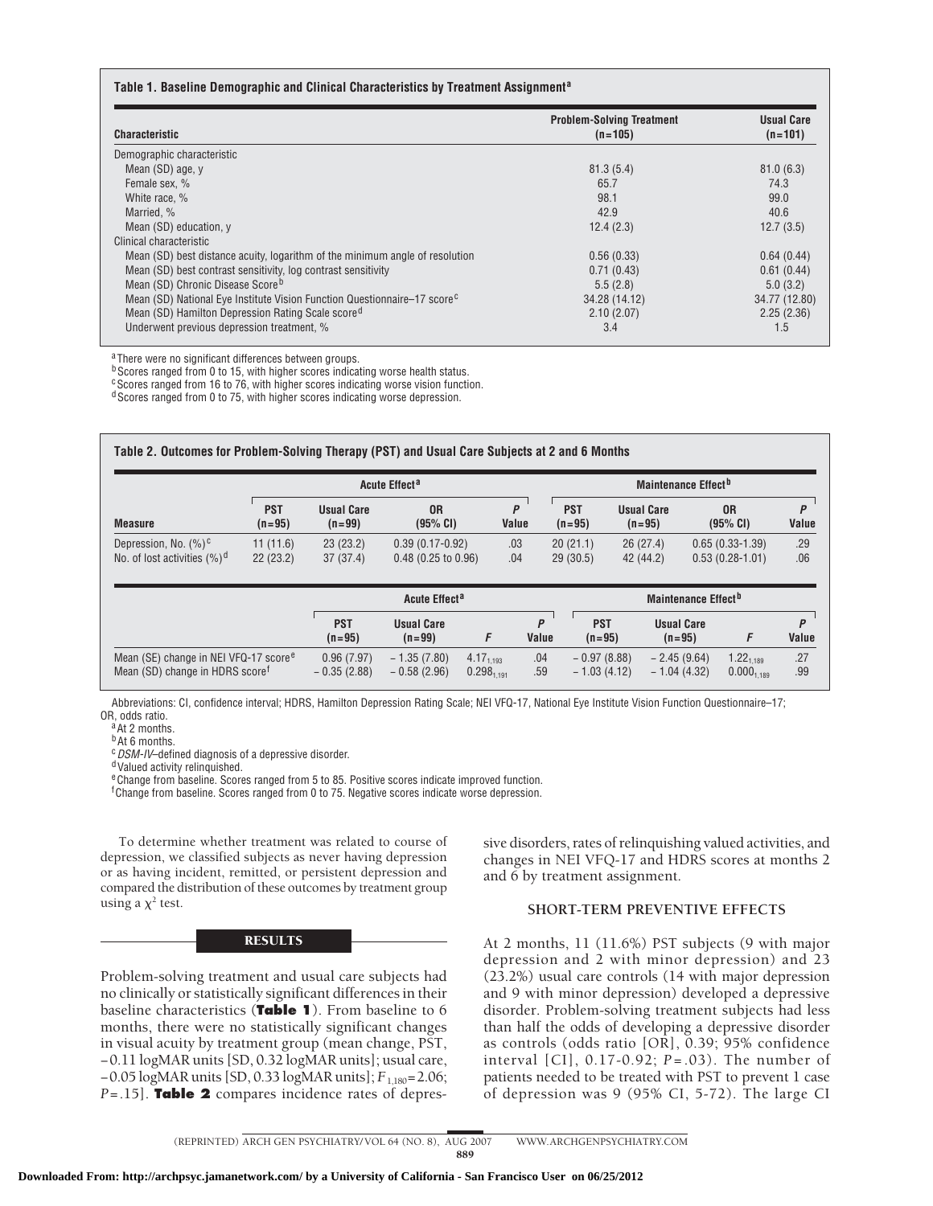**Table 1. Baseline Demographic and Clinical Characteristics by Treatment Assignment[a]**

| Characteristic | Problem-Solving Treatment (n=105) | Usual Care (n=101) |
|---|---|---|
| Demographic characteristic | | |
| Mean (SD) age, y | 81.3 (5.4) | 81.0 (6.3) |
| Female sex, % | 65.7 | 74.3 |
| White race, % | 98.1 | 99.0 |
| Married, % | 42.9 | 40.6 |
| Mean (SD) education, y | 12.4 (2.3) | 12.7 (3.5) |
| Clinical characteristic | | |
| Mean (SD) best distance acuity, logarithm of the minimum angle of resolution | 0.56 (0.33) | 0.64 (0.44) |
| Mean (SD) best contrast sensitivity, log contrast sensitivity | 0.71 (0.43) | 0.61 (0.44) |
| Mean (SD) Chronic Disease Score[b] | 5.5 (2.8) | 5.0 (3.2) |
| Mean (SD) National Eye Institute Vision Function Questionnaire–17 score[c] | 34.28 (14.12) | 34.77 (12.80) |
| Mean (SD) Hamilton Depression Rating Scale score[d] | 2.10 (2.07) | 2.25 (2.36) |
| Underwent previous depression treatment, % | 3.4 | 1.5 |

[a] There were no significant differences between groups.
[b] Scores ranged from 0 to 15, with higher scores indicating worse health status.
[c] Scores ranged from 16 to 76, with higher scores indicating worse vision function.
[d] Scores ranged from 0 to 75, with higher scores indicating worse depression.

**Table 2. Outcomes for Problem-Solving Therapy (PST) and Usual Care Subjects at 2 and 6 Months**

| | Acute Effect[a] | | | | Maintenance Effect[b] | | | |
|---|---|---|---|---|---|---|---|---|
| Measure | PST (n=95) | Usual Care (n=99) | OR (95% CI) | P Value | PST (n=95) | Usual Care (n=95) | OR (95% CI) | P Value |
| Depression, No. (%)[c] | 11 (11.6) | 23 (23.2) | 0.39 (0.17-0.92) | .03 | 20 (21.1) | 26 (27.4) | 0.65 (0.33-1.39) | .29 |
| No. of lost activities (%)[d] | 22 (23.2) | 37 (37.4) | 0.48 (0.25 to 0.96) | .04 | 29 (30.5) | 42 (44.2) | 0.53 (0.28-1.01) | .06 |

| | Acute Effect[a] | | | | Maintenance Effect[b] | | | |
|---|---|---|---|---|---|---|---|---|
| | PST (n=95) | Usual Care (n=99) | F | P Value | PST (n=95) | Usual Care (n=95) | F | P Value |
| Mean (SE) change in NEI VFQ-17 score[e] | 0.96 (7.97) | −1.35 (7.80) | $4.17_{1,193}$ | .04 | −0.97 (8.88) | −2.45 (9.64) | $1.22_{1,189}$ | .27 |
| Mean (SD) change in HDRS score[f] | −0.35 (2.88) | −0.58 (2.96) | $0.298_{1,191}$ | .59 | −1.03 (4.12) | −1.04 (4.32) | $0.000_{1,189}$ | .99 |

Abbreviations: CI, confidence interval; HDRS, Hamilton Depression Rating Scale; NEI VFQ-17, National Eye Institute Vision Function Questionnaire–17; OR, odds ratio.
[a] At 2 months.
[b] At 6 months.
[c] *DSM-IV*–defined diagnosis of a depressive disorder.
[d] Valued activity relinquished.
[e] Change from baseline. Scores ranged from 5 to 85. Positive scores indicate improved function.
[f] Change from baseline. Scores ranged from 0 to 75. Negative scores indicate worse depression.

To determine whether treatment was related to course of depression, we classified subjects as never having depression or as having incident, remitted, or persistent depression and compared the distribution of these outcomes by treatment group using a $\chi^2$ test.

## RESULTS

Problem-solving treatment and usual care subjects had no clinically or statistically significant differences in their baseline characteristics (**Table 1**). From baseline to 6 months, there were no statistically significant changes in visual acuity by treatment group (mean change, PST, −0.11 logMAR units [SD, 0.32 logMAR units]; usual care, −0.05 logMAR units [SD, 0.33 logMAR units]; $F_{1,180}$=2.06; $P$=.15]. **Table 2** compares incidence rates of depressive disorders, rates of relinquishing valued activities, and changes in NEI VFQ-17 and HDRS scores at months 2 and 6 by treatment assignment.

### SHORT-TERM PREVENTIVE EFFECTS

At 2 months, 11 (11.6%) PST subjects (9 with major depression and 2 with minor depression) and 23 (23.2%) usual care controls (14 with major depression and 9 with minor depression) developed a depressive disorder. Problem-solving treatment subjects had less than half the odds of developing a depressive disorder as controls (odds ratio [OR], 0.39; 95% confidence interval [CI], 0.17-0.92; $P$=.03). The number of patients needed to be treated with PST to prevent 1 case of depression was 9 (95% CI, 5-72). The large CI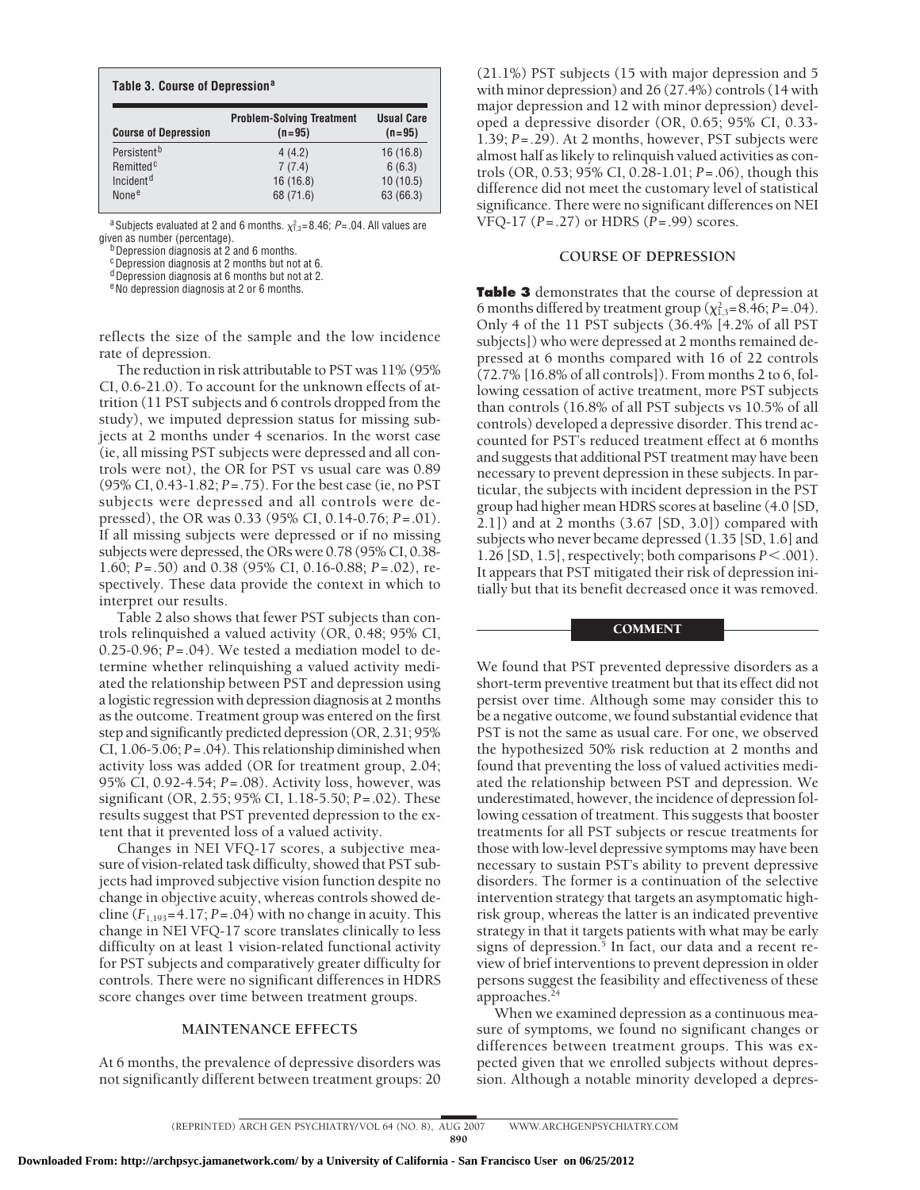**Table 3. Course of Depression**[a]

| Course of Depression | Problem-Solving Treatment (n=95) | Usual Care (n=95) |
|---|---|---|
| Persistent[b] | 4 (4.2) | 16 (16.8) |
| Remitted[c] | 7 (7.4) | 6 (6.3) |
| Incident[d] | 16 (16.8) | 10 (10.5) |
| None[e] | 68 (71.6) | 63 (66.3) |

[a] Subjects evaluated at 2 and 6 months. $\chi^2_{1,3}$=8.46; *P*=.04. All values are given as number (percentage).
[b] Depression diagnosis at 2 and 6 months.
[c] Depression diagnosis at 2 months but not at 6.
[d] Depression diagnosis at 6 months but not at 2.
[e] No depression diagnosis at 2 or 6 months.

reflects the size of the sample and the low incidence rate of depression.

The reduction in risk attributable to PST was 11% (95% CI, 0.6-21.0). To account for the unknown effects of attrition (11 PST subjects and 6 controls dropped from the study), we imputed depression status for missing subjects at 2 months under 4 scenarios. In the worst case (ie, all missing PST subjects were depressed and all controls were not), the OR for PST vs usual care was 0.89 (95% CI, 0.43-1.82; *P*=.75). For the best case (ie, no PST subjects were depressed and all controls were depressed), the OR was 0.33 (95% CI, 0.14-0.76; *P*=.01). If all missing subjects were depressed or if no missing subjects were depressed, the ORs were 0.78 (95% CI, 0.38-1.60; *P*=.50) and 0.38 (95% CI, 0.16-0.88; *P*=.02), respectively. These data provide the context in which to interpret our results.

Table 2 also shows that fewer PST subjects than controls relinquished a valued activity (OR, 0.48; 95% CI, 0.25-0.96; *P*=.04). We tested a mediation model to determine whether relinquishing a valued activity mediated the relationship between PST and depression using a logistic regression with depression diagnosis at 2 months as the outcome. Treatment group was entered on the first step and significantly predicted depression (OR, 2.31; 95% CI, 1.06-5.06; *P*=.04). This relationship diminished when activity loss was added (OR for treatment group, 2.04; 95% CI, 0.92-4.54; *P*=.08). Activity loss, however, was significant (OR, 2.55; 95% CI, 1.18-5.50; *P*=.02). These results suggest that PST prevented depression to the extent that it prevented loss of a valued activity.

Changes in NEI VFQ-17 scores, a subjective measure of vision-related task difficulty, showed that PST subjects had improved subjective vision function despite no change in objective acuity, whereas controls showed decline ($F_{1,193}$=4.17; *P*=.04) with no change in acuity. This change in NEI VFQ-17 score translates clinically to less difficulty on at least 1 vision-related functional activity for PST subjects and comparatively greater difficulty for controls. There were no significant differences in HDRS score changes over time between treatment groups.

### MAINTENANCE EFFECTS

At 6 months, the prevalence of depressive disorders was not significantly different between treatment groups: 20 (21.1%) PST subjects (15 with major depression and 5 with minor depression) and 26 (27.4%) controls (14 with major depression and 12 with minor depression) developed a depressive disorder (OR, 0.65; 95% CI, 0.33-1.39; *P*=.29). At 2 months, however, PST subjects were almost half as likely to relinquish valued activities as controls (OR, 0.53; 95% CI, 0.28-1.01; *P*=.06), though this difference did not meet the customary level of statistical significance. There were no significant differences on NEI VFQ-17 (*P*=.27) or HDRS (*P*=.99) scores.

### COURSE OF DEPRESSION

**Table 3** demonstrates that the course of depression at 6 months differed by treatment group ($\chi^2_{1,3}$=8.46; *P*=.04). Only 4 of the 11 PST subjects (36.4% [4.2% of all PST subjects]) who were depressed at 2 months remained depressed at 6 months compared with 16 of 22 controls (72.7% [16.8% of all controls]). From months 2 to 6, following cessation of active treatment, more PST subjects than controls (16.8% of all PST subjects vs 10.5% of all controls) developed a depressive disorder. This trend accounted for PST's reduced treatment effect at 6 months and suggests that additional PST treatment may have been necessary to prevent depression in these subjects. In particular, the subjects with incident depression in the PST group had higher mean HDRS scores at baseline (4.0 [SD, 2.1]) and at 2 months (3.67 [SD, 3.0]) compared with subjects who never became depressed (1.35 [SD, 1.6] and 1.26 [SD, 1.5], respectively; both comparisons *P*<.001). It appears that PST mitigated their risk of depression initially but that its benefit decreased once it was removed.

## COMMENT

We found that PST prevented depressive disorders as a short-term preventive treatment but that its effect did not persist over time. Although some may consider this to be a negative outcome, we found substantial evidence that PST is not the same as usual care. For one, we observed the hypothesized 50% risk reduction at 2 months and found that preventing the loss of valued activities mediated the relationship between PST and depression. We underestimated, however, the incidence of depression following cessation of treatment. This suggests that booster treatments for all PST subjects or rescue treatments for those with low-level depressive symptoms may have been necessary to sustain PST's ability to prevent depressive disorders. The former is a continuation of the selective intervention strategy that targets an asymptomatic high-risk group, whereas the latter is an indicated preventive strategy in that it targets patients with what may be early signs of depression.[5] In fact, our data and a recent review of brief interventions to prevent depression in older persons suggest the feasibility and effectiveness of these approaches.[24]

When we examined depression as a continuous measure of symptoms, we found no significant changes or differences between treatment groups. This was expected given that we enrolled subjects without depression. Although a notable minority developed a depres-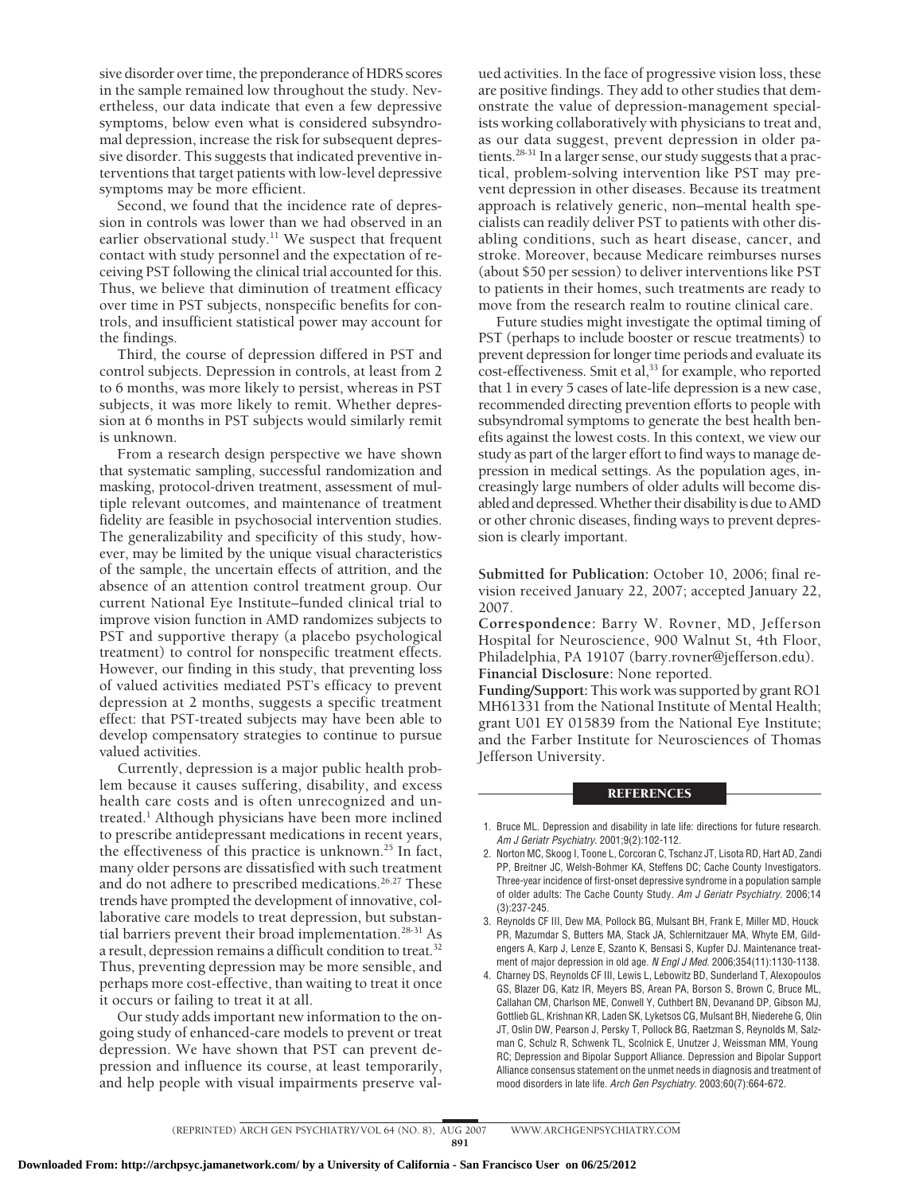sive disorder over time, the preponderance of HDRS scores in the sample remained low throughout the study. Nevertheless, our data indicate that even a few depressive symptoms, below even what is considered subsyndromal depression, increase the risk for subsequent depressive disorder. This suggests that indicated preventive interventions that target patients with low-level depressive symptoms may be more efficient.

Second, we found that the incidence rate of depression in controls was lower than we had observed in an earlier observational study.[11] We suspect that frequent contact with study personnel and the expectation of receiving PST following the clinical trial accounted for this. Thus, we believe that diminution of treatment efficacy over time in PST subjects, nonspecific benefits for controls, and insufficient statistical power may account for the findings.

Third, the course of depression differed in PST and control subjects. Depression in controls, at least from 2 to 6 months, was more likely to persist, whereas in PST subjects, it was more likely to remit. Whether depression at 6 months in PST subjects would similarly remit is unknown.

From a research design perspective we have shown that systematic sampling, successful randomization and masking, protocol-driven treatment, assessment of multiple relevant outcomes, and maintenance of treatment fidelity are feasible in psychosocial intervention studies. The generalizability and specificity of this study, however, may be limited by the unique visual characteristics of the sample, the uncertain effects of attrition, and the absence of an attention control treatment group. Our current National Eye Institute–funded clinical trial to improve vision function in AMD randomizes subjects to PST and supportive therapy (a placebo psychological treatment) to control for nonspecific treatment effects. However, our finding in this study, that preventing loss of valued activities mediated PST's efficacy to prevent depression at 2 months, suggests a specific treatment effect: that PST-treated subjects may have been able to develop compensatory strategies to continue to pursue valued activities.

Currently, depression is a major public health problem because it causes suffering, disability, and excess health care costs and is often unrecognized and untreated.[1] Although physicians have been more inclined to prescribe antidepressant medications in recent years, the effectiveness of this practice is unknown.[25] In fact, many older persons are dissatisfied with such treatment and do not adhere to prescribed medications.[26,27] These trends have prompted the development of innovative, collaborative care models to treat depression, but substantial barriers prevent their broad implementation.[28-31] As a result, depression remains a difficult condition to treat.[32] Thus, preventing depression may be more sensible, and perhaps more cost-effective, than waiting to treat it once it occurs or failing to treat it at all.

Our study adds important new information to the ongoing study of enhanced-care models to prevent or treat depression. We have shown that PST can prevent depression and influence its course, at least temporarily, and help people with visual impairments preserve valued activities. In the face of progressive vision loss, these are positive findings. They add to other studies that demonstrate the value of depression-management specialists working collaboratively with physicians to treat and, as our data suggest, prevent depression in older patients.[28-31] In a larger sense, our study suggests that a practical, problem-solving intervention like PST may prevent depression in other diseases. Because its treatment approach is relatively generic, non–mental health specialists can readily deliver PST to patients with other disabling conditions, such as heart disease, cancer, and stroke. Moreover, because Medicare reimburses nurses (about $50 per session) to deliver interventions like PST to patients in their homes, such treatments are ready to move from the research realm to routine clinical care.

Future studies might investigate the optimal timing of PST (perhaps to include booster or rescue treatments) to prevent depression for longer time periods and evaluate its cost-effectiveness. Smit et al,[33] for example, who reported that 1 in every 5 cases of late-life depression is a new case, recommended directing prevention efforts to people with subsyndromal symptoms to generate the best health benefits against the lowest costs. In this context, we view our study as part of the larger effort to find ways to manage depression in medical settings. As the population ages, increasingly large numbers of older adults will become disabled and depressed. Whether their disability is due to AMD or other chronic diseases, finding ways to prevent depression is clearly important.

**Submitted for Publication:** October 10, 2006; final revision received January 22, 2007; accepted January 22, 2007.

**Correspondence:** Barry W. Rovner, MD, Jefferson Hospital for Neuroscience, 900 Walnut St, 4th Floor, Philadelphia, PA 19107 (barry.rovner@jefferson.edu).

**Financial Disclosure:** None reported.

**Funding/Support:** This work was supported by grant RO1 MH61331 from the National Institute of Mental Health; grant U01 EY 015839 from the National Eye Institute; and the Farber Institute for Neurosciences of Thomas Jefferson University.

## REFERENCES

1. Bruce ML. Depression and disability in late life: directions for future research. *Am J Geriatr Psychiatry*. 2001;9(2):102-112.
2. Norton MC, Skoog I, Toone L, Corcoran C, Tschanz JT, Lisota RD, Hart AD, Zandi PP, Breitner JC, Welsh-Bohmer KA, Steffens DC; Cache County Investigators. Three-year incidence of first-onset depressive syndrome in a population sample of older adults: The Cache County Study. *Am J Geriatr Psychiatry*. 2006;14(3):237-245.
3. Reynolds CF III, Dew MA, Pollock BG, Mulsant BH, Frank E, Miller MD, Houck PR, Mazumdar S, Butters MA, Stack JA, Schlernitzauer MA, Whyte EM, Gildengers A, Karp J, Lenze E, Szanto K, Bensasi S, Kupfer DJ. Maintenance treatment of major depression in old age. *N Engl J Med*. 2006;354(11):1130-1138.
4. Charney DS, Reynolds CF III, Lewis L, Lebowitz BD, Sunderland T, Alexopoulos GS, Blazer DG, Katz IR, Meyers BS, Arean PA, Borson S, Brown C, Bruce ML, Callahan CM, Charlson ME, Conwell Y, Cuthbert BN, Devanand DP, Gibson MJ, Gottlieb GL, Krishnan KR, Laden SK, Lyketsos CG, Mulsant BH, Niederehe G, Olin JT, Oslin DW, Pearson J, Persky T, Pollock BG, Raetzman S, Reynolds M, Salzman C, Schulz R, Schwenk TL, Scolnick E, Unutzer J, Weissman MM, Young RC; Depression and Bipolar Support Alliance. Depression and Bipolar Support Alliance consensus statement on the unmet needs in diagnosis and treatment of mood disorders in late life. *Arch Gen Psychiatry*. 2003;60(7):664-672.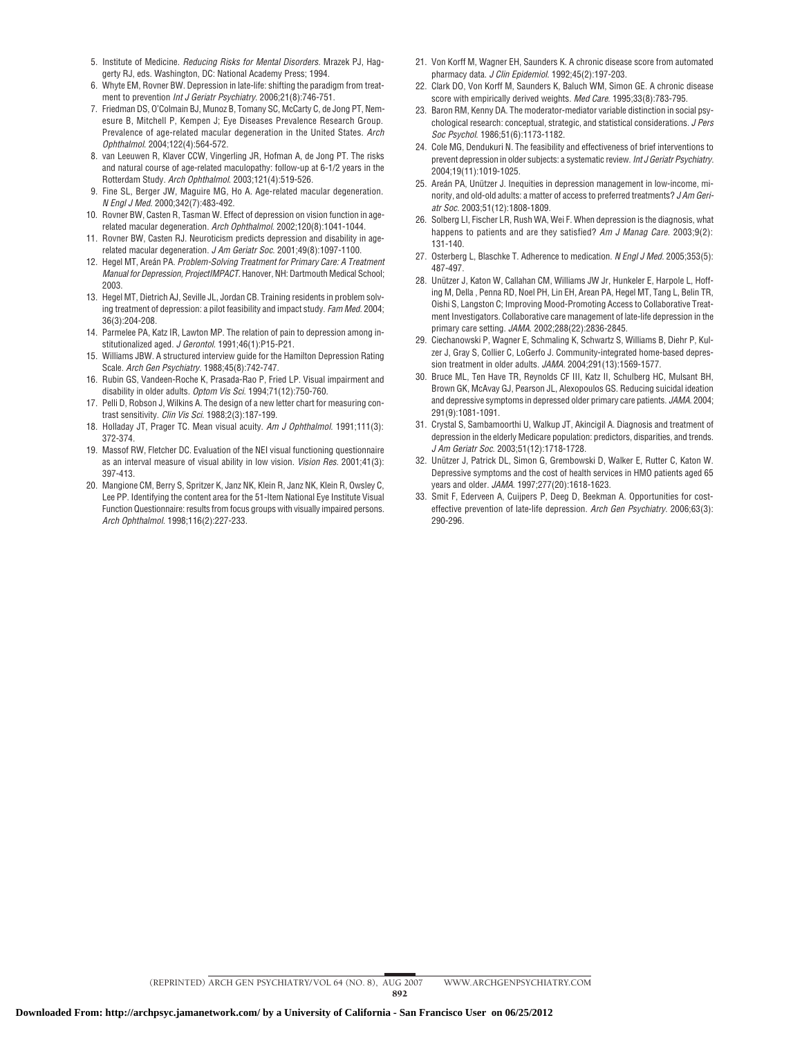5. Institute of Medicine. *Reducing Risks for Mental Disorders*. Mrazek PJ, Haggerty RJ, eds. Washington, DC: National Academy Press; 1994.
6. Whyte EM, Rovner BW. Depression in late-life: shifting the paradigm from treatment to prevention *Int J Geriatr Psychiatry*. 2006;21(8):746-751.
7. Friedman DS, O'Colmain BJ, Munoz B, Tomany SC, McCarty C, de Jong PT, Nemesure B, Mitchell P, Kempen J; Eye Diseases Prevalence Research Group. Prevalence of age-related macular degeneration in the United States. *Arch Ophthalmol*. 2004;122(4):564-572.
8. van Leeuwen R, Klaver CCW, Vingerling JR, Hofman A, de Jong PT. The risks and natural course of age-related maculopathy: follow-up at 6-1/2 years in the Rotterdam Study. *Arch Ophthalmol*. 2003;121(4):519-526.
9. Fine SL, Berger JW, Maguire MG, Ho A. Age-related macular degeneration. *N Engl J Med*. 2000;342(7):483-492.
10. Rovner BW, Casten R, Tasman W. Effect of depression on vision function in age-related macular degeneration. *Arch Ophthalmol*. 2002;120(8):1041-1044.
11. Rovner BW, Casten RJ. Neuroticism predicts depression and disability in age-related macular degeneration. *J Am Geriatr Soc*. 2001;49(8):1097-1100.
12. Hegel MT, Areán PA. *Problem-Solving Treatment for Primary Care: A Treatment Manual for Depression, ProjectIMPACT*. Hanover, NH: Dartmouth Medical School; 2003.
13. Hegel MT, Dietrich AJ, Seville JL, Jordan CB. Training residents in problem solving treatment of depression: a pilot feasibility and impact study. *Fam Med*. 2004;36(3):204-208.
14. Parmelee PA, Katz IR, Lawton MP. The relation of pain to depression among institutionalized aged. *J Gerontol*. 1991;46(1):P15-P21.
15. Williams JBW. A structured interview guide for the Hamilton Depression Rating Scale. *Arch Gen Psychiatry*. 1988;45(8):742-747.
16. Rubin GS, Vandeen-Roche K, Prasada-Rao P, Fried LP. Visual impairment and disability in older adults. *Optom Vis Sci*. 1994;71(12):750-760.
17. Pelli D, Robson J, Wilkins A. The design of a new letter chart for measuring contrast sensitivity. *Clin Vis Sci*. 1988;2(3):187-199.
18. Holladay JT, Prager TC. Mean visual acuity. *Am J Ophthalmol*. 1991;111(3):372-374.
19. Massof RW, Fletcher DC. Evaluation of the NEI visual functioning questionnaire as an interval measure of visual ability in low vision. *Vision Res*. 2001;41(3):397-413.
20. Mangione CM, Berry S, Spritzer K, Janz NK, Klein R, Janz NK, Klein R, Owsley C, Lee PP. Identifying the content area for the 51-Item National Eye Institute Visual Function Questionnaire: results from focus groups with visually impaired persons. *Arch Ophthalmol*. 1998;116(2):227-233.
21. Von Korff M, Wagner EH, Saunders K. A chronic disease score from automated pharmacy data. *J Clin Epidemiol*. 1992;45(2):197-203.
22. Clark DO, Von Korff M, Saunders K, Baluch WM, Simon GE. A chronic disease score with empirically derived weights. *Med Care*. 1995;33(8):783-795.
23. Baron RM, Kenny DA. The moderator-mediator variable distinction in social psychological research: conceptual, strategic, and statistical considerations. *J Pers Soc Psychol*. 1986;51(6):1173-1182.
24. Cole MG, Dendukuri N. The feasibility and effectiveness of brief interventions to prevent depression in older subjects: a systematic review. *Int J Geriatr Psychiatry*. 2004;19(11):1019-1025.
25. Areán PA, Unützer J. Inequities in depression management in low-income, minority, and old-old adults: a matter of access to preferred treatments? *J Am Geriatr Soc*. 2003;51(12):1808-1809.
26. Solberg LI, Fischer LR, Rush WA, Wei F. When depression is the diagnosis, what happens to patients and are they satisfied? *Am J Manag Care*. 2003;9(2):131-140.
27. Osterberg L, Blaschke T. Adherence to medication. *N Engl J Med*. 2005;353(5):487-497.
28. Unützer J, Katon W, Callahan CM, Williams JW Jr, Hunkeler E, Harpole L, Hoffing M, Della , Penna RD, Noel PH, Lin EH, Arean PA, Hegel MT, Tang L, Belin TR, Oishi S, Langston C; Improving Mood-Promoting Access to Collaborative Treatment Investigators. Collaborative care management of late-life depression in the primary care setting. *JAMA*. 2002;288(22):2836-2845.
29. Ciechanowski P, Wagner E, Schmaling K, Schwartz S, Williams B, Diehr P, Kulzer J, Gray S, Collier C, LoGerfo J. Community-integrated home-based depression treatment in older adults. *JAMA*. 2004;291(13):1569-1577.
30. Bruce ML, Ten Have TR, Reynolds CF III, Katz II, Schulberg HC, Mulsant BH, Brown GK, McAvay GJ, Pearson JL, Alexopoulos GS. Reducing suicidal ideation and depressive symptoms in depressed older primary care patients. *JAMA*. 2004;291(9):1081-1091.
31. Crystal S, Sambamoorthi U, Walkup JT, Akincigil A. Diagnosis and treatment of depression in the elderly Medicare population: predictors, disparities, and trends. *J Am Geriatr Soc*. 2003;51(12):1718-1728.
32. Unützer J, Patrick DL, Simon G, Grembowski D, Walker E, Rutter C, Katon W. Depressive symptoms and the cost of health services in HMO patients aged 65 years and older. *JAMA*. 1997;277(20):1618-1623.
33. Smit F, Ederveen A, Cuijpers P, Deeg D, Beekman A. Opportunities for cost-effective prevention of late-life depression. *Arch Gen Psychiatry*. 2006;63(3):290-296.